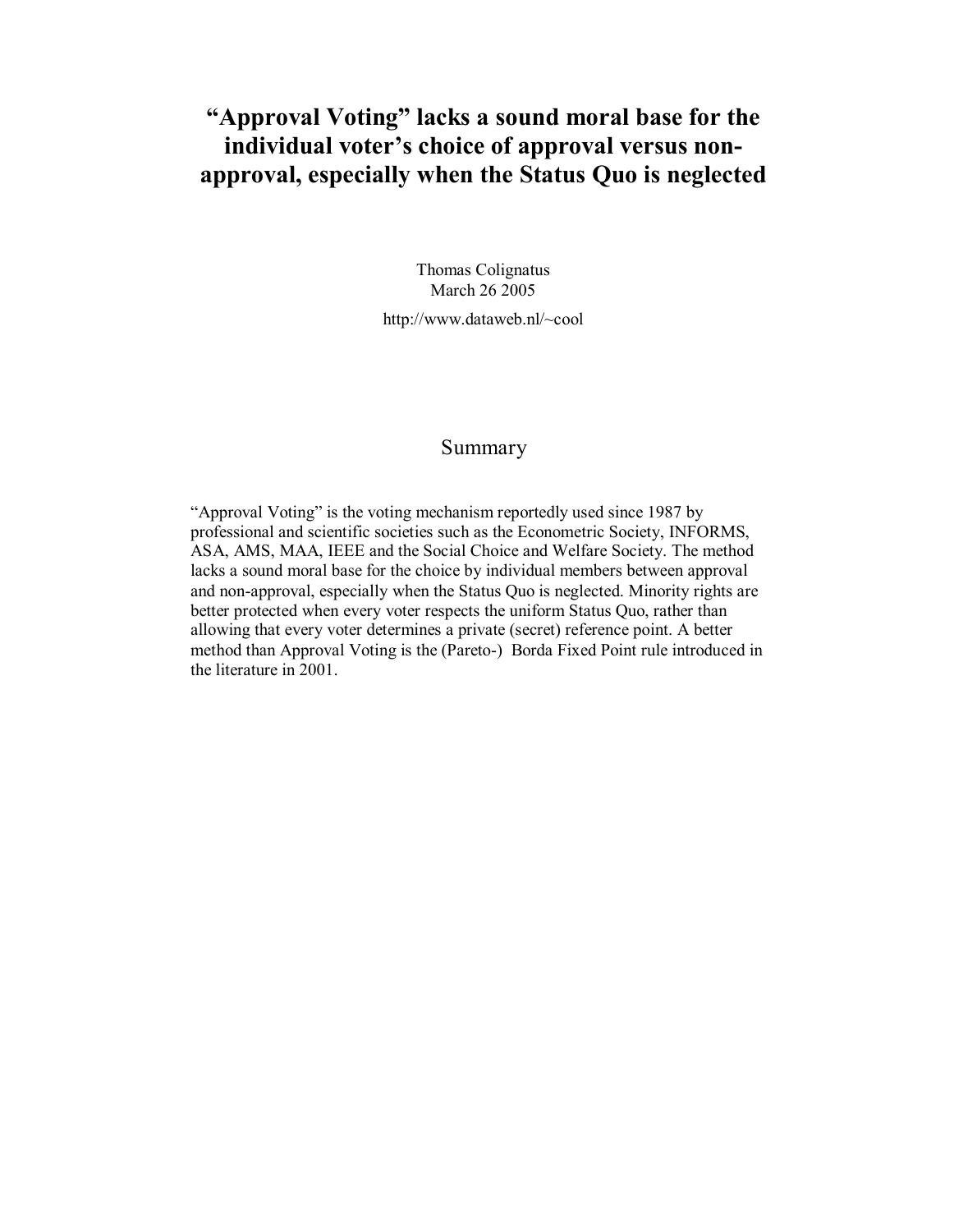# "Approval Voting" lacks a sound moral base for the individual voter's choice of approval versus non-approval, especially when the Status Quo is neglected

Thomas Colignatus
March 26 2005

http://www.dataweb.nl/~cool

## Summary

"Approval Voting" is the voting mechanism reportedly used since 1987 by professional and scientific societies such as the Econometric Society, INFORMS, ASA, AMS, MAA, IEEE and the Social Choice and Welfare Society. The method lacks a sound moral base for the choice by individual members between approval and non-approval, especially when the Status Quo is neglected. Minority rights are better protected when every voter respects the uniform Status Quo, rather than allowing that every voter determines a private (secret) reference point. A better method than Approval Voting is the (Pareto-) Borda Fixed Point rule introduced in the literature in 2001.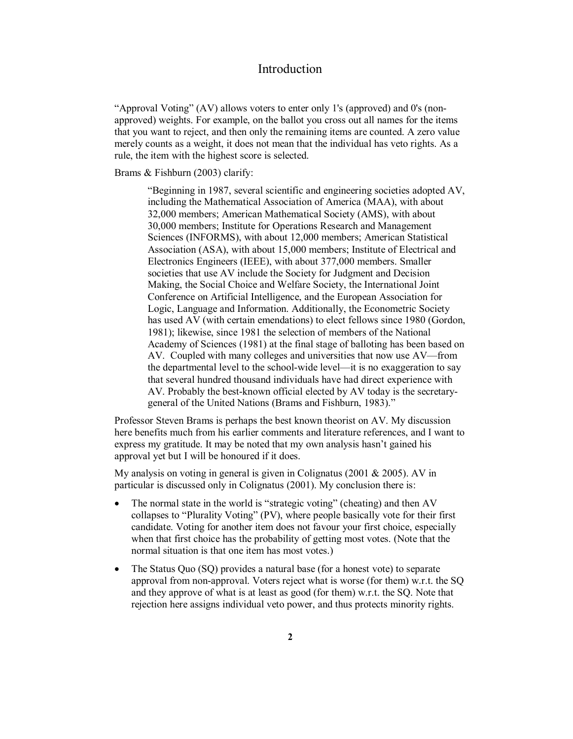# Introduction

"Approval Voting" (AV) allows voters to enter only 1's (approved) and 0's (non-approved) weights. For example, on the ballot you cross out all names for the items that you want to reject, and then only the remaining items are counted. A zero value merely counts as a weight, it does not mean that the individual has veto rights. As a rule, the item with the highest score is selected.

Brams & Fishburn (2003) clarify:

> "Beginning in 1987, several scientific and engineering societies adopted AV, including the Mathematical Association of America (MAA), with about 32,000 members; American Mathematical Society (AMS), with about 30,000 members; Institute for Operations Research and Management Sciences (INFORMS), with about 12,000 members; American Statistical Association (ASA), with about 15,000 members; Institute of Electrical and Electronics Engineers (IEEE), with about 377,000 members. Smaller societies that use AV include the Society for Judgment and Decision Making, the Social Choice and Welfare Society, the International Joint Conference on Artificial Intelligence, and the European Association for Logic, Language and Information. Additionally, the Econometric Society has used AV (with certain emendations) to elect fellows since 1980 (Gordon, 1981); likewise, since 1981 the selection of members of the National Academy of Sciences (1981) at the final stage of balloting has been based on AV. Coupled with many colleges and universities that now use AV—from the departmental level to the school-wide level—it is no exaggeration to say that several hundred thousand individuals have had direct experience with AV. Probably the best-known official elected by AV today is the secretary-general of the United Nations (Brams and Fishburn, 1983)."

Professor Steven Brams is perhaps the best known theorist on AV. My discussion here benefits much from his earlier comments and literature references, and I want to express my gratitude. It may be noted that my own analysis hasn't gained his approval yet but I will be honoured if it does.

My analysis on voting in general is given in Colignatus (2001 & 2005). AV in particular is discussed only in Colignatus (2001). My conclusion there is:

- The normal state in the world is "strategic voting" (cheating) and then AV collapses to "Plurality Voting" (PV), where people basically vote for their first candidate. Voting for another item does not favour your first choice, especially when that first choice has the probability of getting most votes. (Note that the normal situation is that one item has most votes.)
- The Status Quo (SQ) provides a natural base (for a honest vote) to separate approval from non-approval. Voters reject what is worse (for them) w.r.t. the SQ and they approve of what is at least as good (for them) w.r.t. the SQ. Note that rejection here assigns individual veto power, and thus protects minority rights.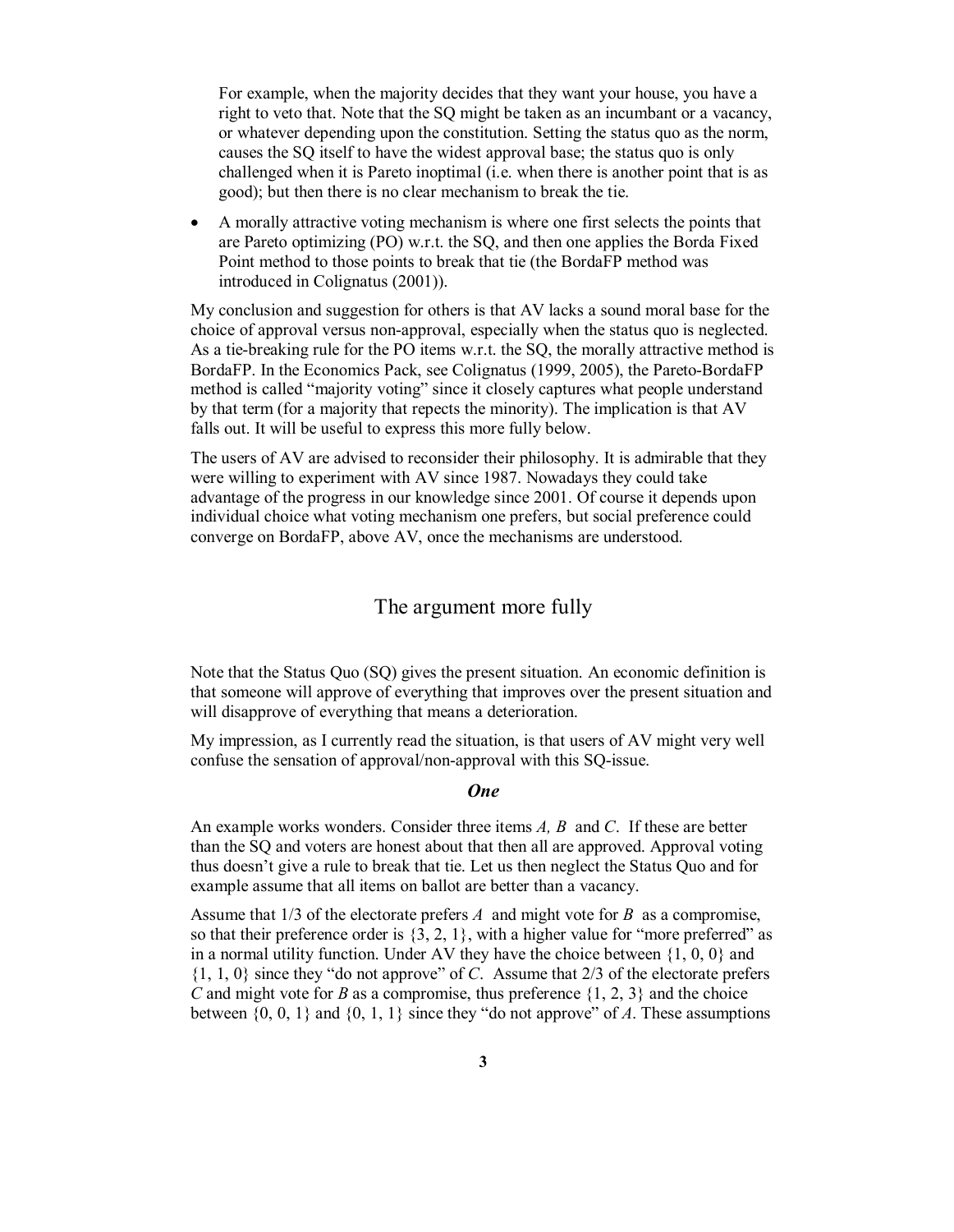For example, when the majority decides that they want your house, you have a right to veto that. Note that the SQ might be taken as an incumbant or a vacancy, or whatever depending upon the constitution. Setting the status quo as the norm, causes the SQ itself to have the widest approval base; the status quo is only challenged when it is Pareto inoptimal (i.e. when there is another point that is as good); but then there is no clear mechanism to break the tie.

- A morally attractive voting mechanism is where one first selects the points that are Pareto optimizing (PO) w.r.t. the SQ, and then one applies the Borda Fixed Point method to those points to break that tie (the BordaFP method was introduced in Colignatus (2001)).

My conclusion and suggestion for others is that AV lacks a sound moral base for the choice of approval versus non-approval, especially when the status quo is neglected. As a tie-breaking rule for the PO items w.r.t. the SQ, the morally attractive method is BordaFP. In the Economics Pack, see Colignatus (1999, 2005), the Pareto-BordaFP method is called "majority voting" since it closely captures what people understand by that term (for a majority that repects the minority). The implication is that AV falls out. It will be useful to express this more fully below.

The users of AV are advised to reconsider their philosophy. It is admirable that they were willing to experiment with AV since 1987. Nowadays they could take advantage of the progress in our knowledge since 2001. Of course it depends upon individual choice what voting mechanism one prefers, but social preference could converge on BordaFP, above AV, once the mechanisms are understood.

## The argument more fully

Note that the Status Quo (SQ) gives the present situation. An economic definition is that someone will approve of everything that improves over the present situation and will disapprove of everything that means a deterioration.

My impression, as I currently read the situation, is that users of AV might very well confuse the sensation of approval/non-approval with this SQ-issue.

### *One*

An example works wonders. Consider three items $A$, $B$ and $C$. If these are better than the SQ and voters are honest about that then all are approved. Approval voting thus doesn't give a rule to break that tie. Let us then neglect the Status Quo and for example assume that all items on ballot are better than a vacancy.

Assume that 1/3 of the electorate prefers $A$ and might vote for $B$ as a compromise, so that their preference order is $\{3, 2, 1\}$, with a higher value for "more preferred" as in a normal utility function. Under AV they have the choice between $\{1, 0, 0\}$ and $\{1, 1, 0\}$ since they "do not approve" of $C$. Assume that 2/3 of the electorate prefers $C$ and might vote for $B$ as a compromise, thus preference $\{1, 2, 3\}$ and the choice between $\{0, 0, 1\}$ and $\{0, 1, 1\}$ since they "do not approve" of $A$. These assumptions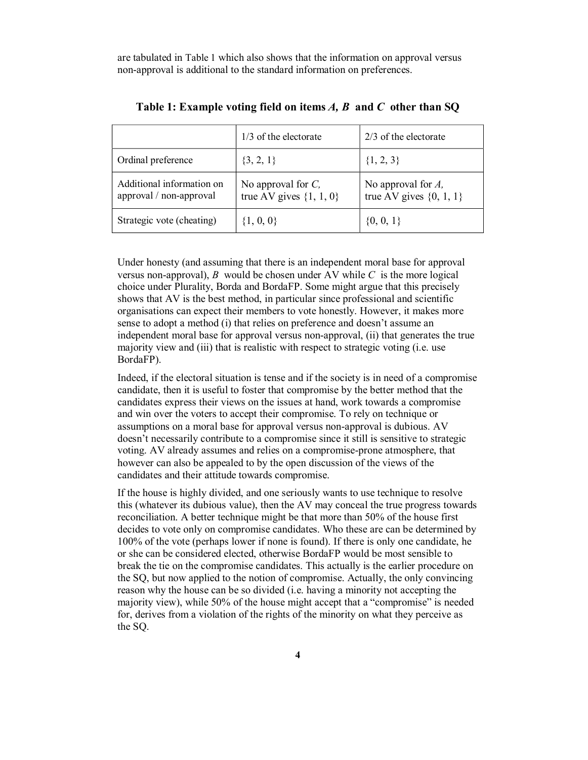are tabulated in Table 1 which also shows that the information on approval versus non-approval is additional to the standard information on preferences.

**Table 1: Example voting field on items *A, B* and *C* other than SQ**

| | 1/3 of the electorate | 2/3 of the electorate |
|---|---|---|
| Ordinal preference | {3, 2, 1} | {1, 2, 3} |
| Additional information on approval / non-approval | No approval for *C*, true AV gives {1, 1, 0} | No approval for *A*, true AV gives {0, 1, 1} |
| Strategic vote (cheating) | {1, 0, 0} | {0, 0, 1} |

Under honesty (and assuming that there is an independent moral base for approval versus non-approval), *B* would be chosen under AV while *C* is the more logical choice under Plurality, Borda and BordaFP. Some might argue that this precisely shows that AV is the best method, in particular since professional and scientific organisations can expect their members to vote honestly. However, it makes more sense to adopt a method (i) that relies on preference and doesn't assume an independent moral base for approval versus non-approval, (ii) that generates the true majority view and (iii) that is realistic with respect to strategic voting (i.e. use BordaFP).

Indeed, if the electoral situation is tense and if the society is in need of a compromise candidate, then it is useful to foster that compromise by the better method that the candidates express their views on the issues at hand, work towards a compromise and win over the voters to accept their compromise. To rely on technique or assumptions on a moral base for approval versus non-approval is dubious. AV doesn't necessarily contribute to a compromise since it still is sensitive to strategic voting. AV already assumes and relies on a compromise-prone atmosphere, that however can also be appealed to by the open discussion of the views of the candidates and their attitude towards compromise.

If the house is highly divided, and one seriously wants to use technique to resolve this (whatever its dubious value), then the AV may conceal the true progress towards reconciliation. A better technique might be that more than 50% of the house first decides to vote only on compromise candidates. Who these are can be determined by 100% of the vote (perhaps lower if none is found). If there is only one candidate, he or she can be considered elected, otherwise BordaFP would be most sensible to break the tie on the compromise candidates. This actually is the earlier procedure on the SQ, but now applied to the notion of compromise. Actually, the only convincing reason why the house can be so divided (i.e. having a minority not accepting the majority view), while 50% of the house might accept that a "compromise" is needed for, derives from a violation of the rights of the minority on what they perceive as the SQ.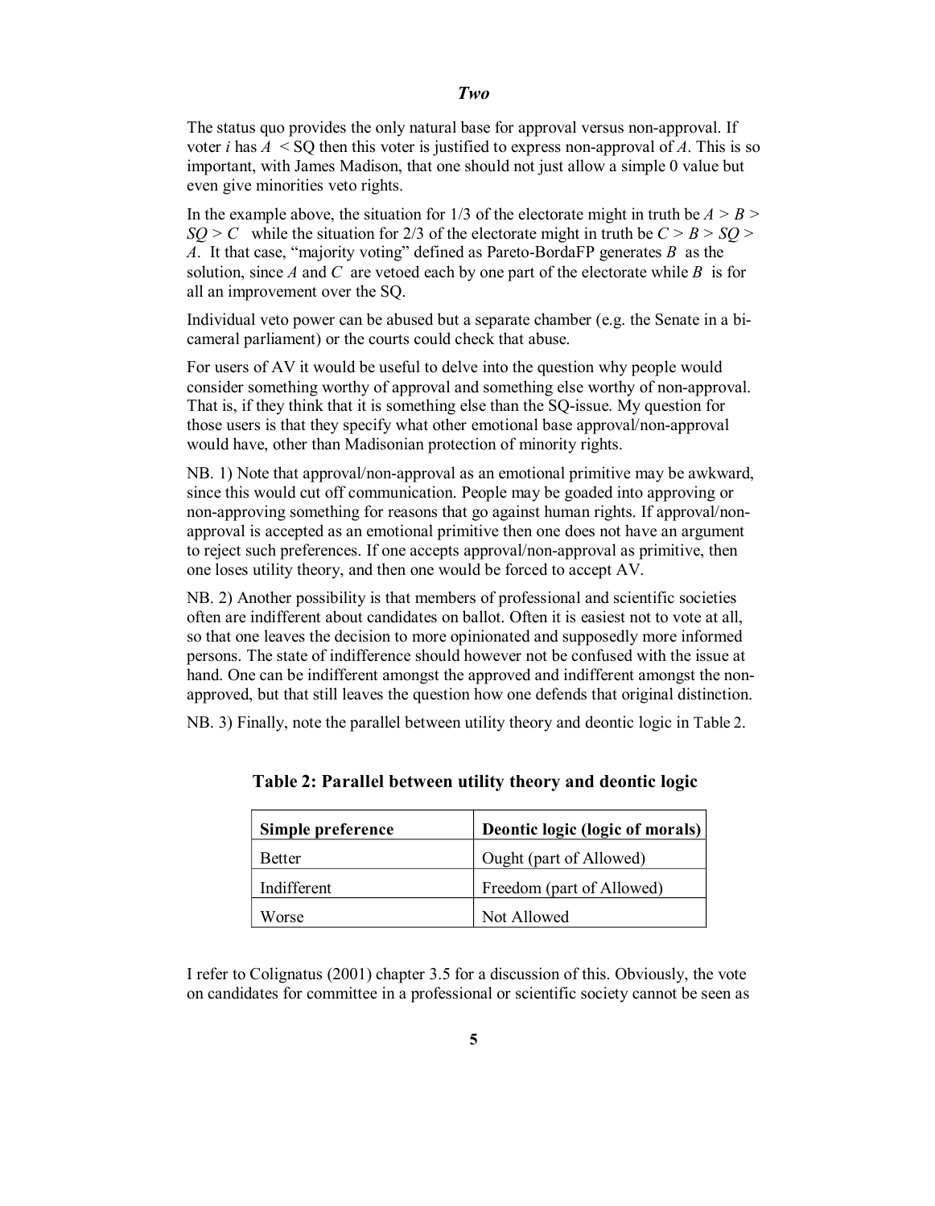The status quo provides the only natural base for approval versus non-approval. If voter $i$ has $A$ < SQ then this voter is justified to express non-approval of $A$. This is so important, with James Madison, that one should not just allow a simple 0 value but even give minorities veto rights.

In the example above, the situation for 1/3 of the electorate might in truth be $A > B > SQ > C$ while the situation for 2/3 of the electorate might in truth be $C > B > SQ > A$. It that case, "majority voting" defined as Pareto-BordaFP generates $B$ as the solution, since $A$ and $C$ are vetoed each by one part of the electorate while $B$ is for all an improvement over the SQ.

Individual veto power can be abused but a separate chamber (e.g. the Senate in a bi-cameral parliament) or the courts could check that abuse.

For users of AV it would be useful to delve into the question why people would consider something worthy of approval and something else worthy of non-approval. That is, if they think that it is something else than the SQ-issue. My question for those users is that they specify what other emotional base approval/non-approval would have, other than Madisonian protection of minority rights.

NB. 1) Note that approval/non-approval as an emotional primitive may be awkward, since this would cut off communication. People may be goaded into approving or non-approving something for reasons that go against human rights. If approval/non-approval is accepted as an emotional primitive then one does not have an argument to reject such preferences. If one accepts approval/non-approval as primitive, then one loses utility theory, and then one would be forced to accept AV.

NB. 2) Another possibility is that members of professional and scientific societies often are indifferent about candidates on ballot. Often it is easiest not to vote at all, so that one leaves the decision to more opinionated and supposedly more informed persons. The state of indifference should however not be confused with the issue at hand. One can be indifferent amongst the approved and indifferent amongst the non-approved, but that still leaves the question how one defends that original distinction.

NB. 3) Finally, note the parallel between utility theory and deontic logic in Table 2.

**Table 2: Parallel between utility theory and deontic logic**

| **Simple preference** | **Deontic logic (logic of morals)** |
|---|---|
| Better | Ought (part of Allowed) |
| Indifferent | Freedom (part of Allowed) |
| Worse | Not Allowed |

I refer to Colignatus (2001) chapter 3.5 for a discussion of this. Obviously, the vote on candidates for committee in a professional or scientific society cannot be seen as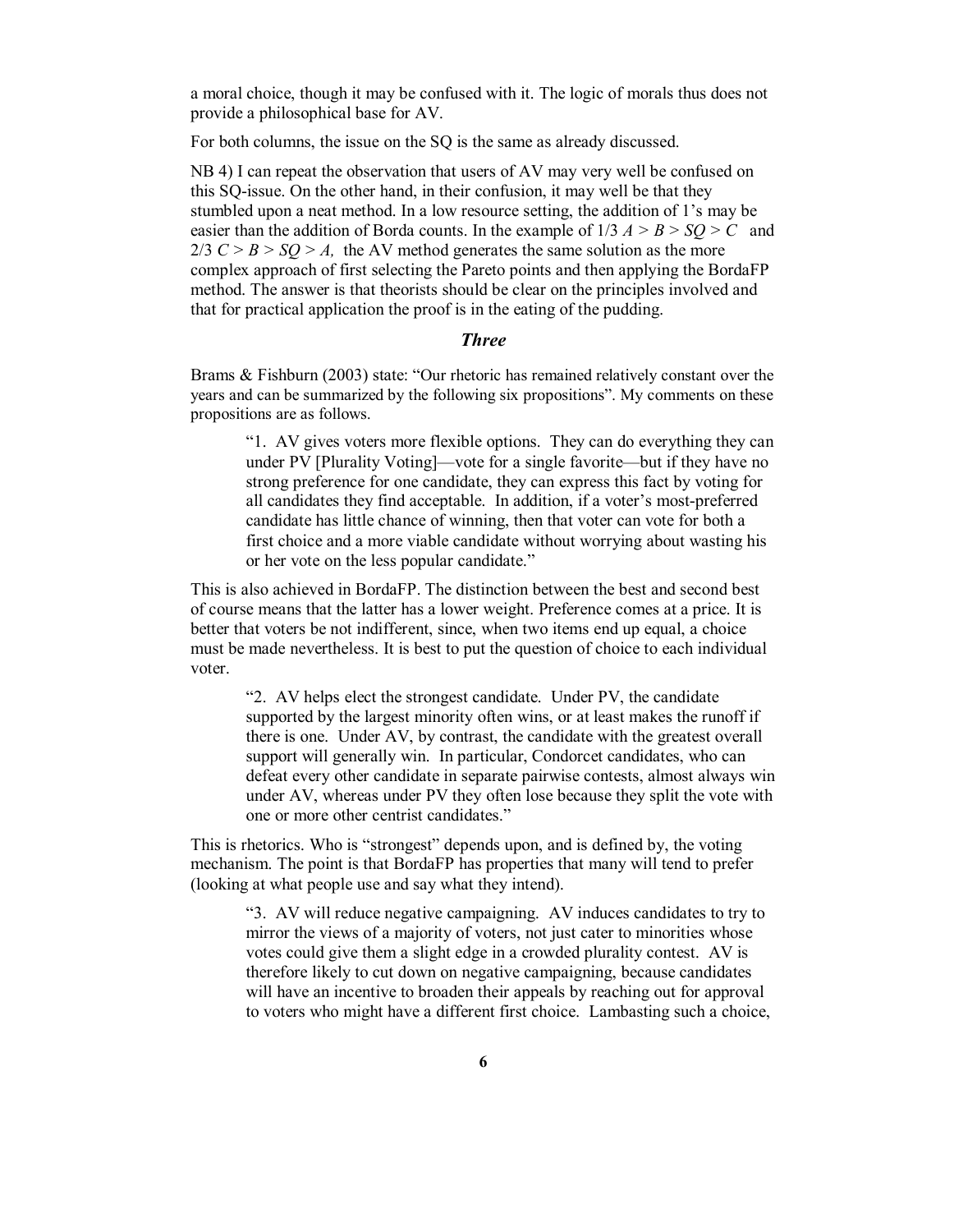a moral choice, though it may be confused with it. The logic of morals thus does not provide a philosophical base for AV.

For both columns, the issue on the SQ is the same as already discussed.

NB 4) I can repeat the observation that users of AV may very well be confused on this SQ-issue. On the other hand, in their confusion, it may well be that they stumbled upon a neat method. In a low resource setting, the addition of 1's may be easier than the addition of Borda counts. In the example of 1/3 $A > B > SQ > C$ and 2/3 $C > B > SQ > A$, the AV method generates the same solution as the more complex approach of first selecting the Pareto points and then applying the BordaFP method. The answer is that theorists should be clear on the principles involved and that for practical application the proof is in the eating of the pudding.

### *Three*

Brams & Fishburn (2003) state: "Our rhetoric has remained relatively constant over the years and can be summarized by the following six propositions". My comments on these propositions are as follows.

> "1. AV gives voters more flexible options. They can do everything they can under PV [Plurality Voting]—vote for a single favorite—but if they have no strong preference for one candidate, they can express this fact by voting for all candidates they find acceptable. In addition, if a voter's most-preferred candidate has little chance of winning, then that voter can vote for both a first choice and a more viable candidate without worrying about wasting his or her vote on the less popular candidate."

This is also achieved in BordaFP. The distinction between the best and second best of course means that the latter has a lower weight. Preference comes at a price. It is better that voters be not indifferent, since, when two items end up equal, a choice must be made nevertheless. It is best to put the question of choice to each individual voter.

> "2. AV helps elect the strongest candidate. Under PV, the candidate supported by the largest minority often wins, or at least makes the runoff if there is one. Under AV, by contrast, the candidate with the greatest overall support will generally win. In particular, Condorcet candidates, who can defeat every other candidate in separate pairwise contests, almost always win under AV, whereas under PV they often lose because they split the vote with one or more other centrist candidates."

This is rhetorics. Who is "strongest" depends upon, and is defined by, the voting mechanism. The point is that BordaFP has properties that many will tend to prefer (looking at what people use and say what they intend).

> "3. AV will reduce negative campaigning. AV induces candidates to try to mirror the views of a majority of voters, not just cater to minorities whose votes could give them a slight edge in a crowded plurality contest. AV is therefore likely to cut down on negative campaigning, because candidates will have an incentive to broaden their appeals by reaching out for approval to voters who might have a different first choice. Lambasting such a choice,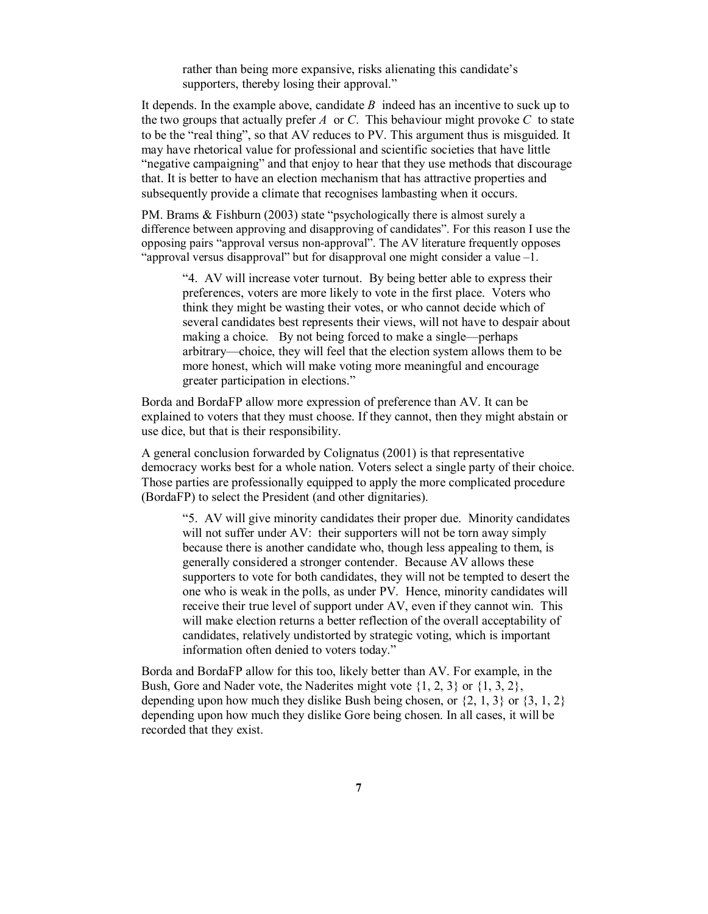> rather than being more expansive, risks alienating this candidate's supporters, thereby losing their approval."

It depends. In the example above, candidate *B* indeed has an incentive to suck up to the two groups that actually prefer *A* or *C*. This behaviour might provoke *C* to state to be the "real thing", so that AV reduces to PV. This argument thus is misguided. It may have rhetorical value for professional and scientific societies that have little "negative campaigning" and that enjoy to hear that they use methods that discourage that. It is better to have an election mechanism that has attractive properties and subsequently provide a climate that recognises lambasting when it occurs.

PM. Brams & Fishburn (2003) state "psychologically there is almost surely a difference between approving and disapproving of candidates". For this reason I use the opposing pairs "approval versus non-approval". The AV literature frequently opposes "approval versus disapproval" but for disapproval one might consider a value –1.

> "4. AV will increase voter turnout. By being better able to express their preferences, voters are more likely to vote in the first place. Voters who think they might be wasting their votes, or who cannot decide which of several candidates best represents their views, will not have to despair about making a choice. By not being forced to make a single—perhaps arbitrary—choice, they will feel that the election system allows them to be more honest, which will make voting more meaningful and encourage greater participation in elections."

Borda and BordaFP allow more expression of preference than AV. It can be explained to voters that they must choose. If they cannot, then they might abstain or use dice, but that is their responsibility.

A general conclusion forwarded by Colignatus (2001) is that representative democracy works best for a whole nation. Voters select a single party of their choice. Those parties are professionally equipped to apply the more complicated procedure (BordaFP) to select the President (and other dignitaries).

> "5. AV will give minority candidates their proper due. Minority candidates will not suffer under AV: their supporters will not be torn away simply because there is another candidate who, though less appealing to them, is generally considered a stronger contender. Because AV allows these supporters to vote for both candidates, they will not be tempted to desert the one who is weak in the polls, as under PV. Hence, minority candidates will receive their true level of support under AV, even if they cannot win. This will make election returns a better reflection of the overall acceptability of candidates, relatively undistorted by strategic voting, which is important information often denied to voters today."

Borda and BordaFP allow for this too, likely better than AV. For example, in the Bush, Gore and Nader vote, the Naderites might vote {1, 2, 3} or {1, 3, 2}, depending upon how much they dislike Bush being chosen, or {2, 1, 3} or {3, 1, 2} depending upon how much they dislike Gore being chosen. In all cases, it will be recorded that they exist.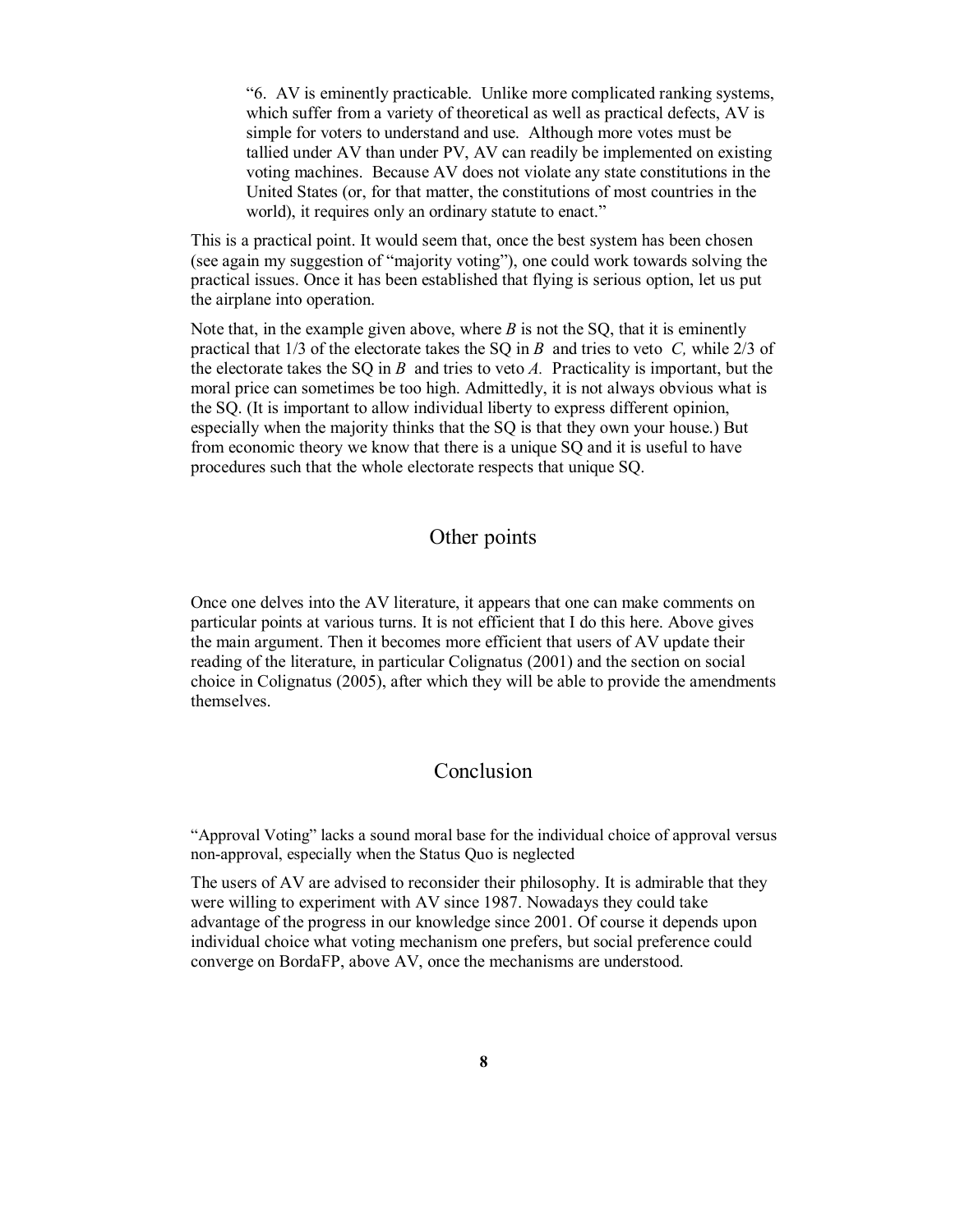> "6. AV is eminently practicable. Unlike more complicated ranking systems, which suffer from a variety of theoretical as well as practical defects, AV is simple for voters to understand and use. Although more votes must be tallied under AV than under PV, AV can readily be implemented on existing voting machines. Because AV does not violate any state constitutions in the United States (or, for that matter, the constitutions of most countries in the world), it requires only an ordinary statute to enact."

This is a practical point. It would seem that, once the best system has been chosen (see again my suggestion of "majority voting"), one could work towards solving the practical issues. Once it has been established that flying is serious option, let us put the airplane into operation.

Note that, in the example given above, where *B* is not the SQ, that it is eminently practical that 1/3 of the electorate takes the SQ in *B* and tries to veto *C,* while 2/3 of the electorate takes the SQ in *B* and tries to veto *A.* Practicality is important, but the moral price can sometimes be too high. Admittedly, it is not always obvious what is the SQ. (It is important to allow individual liberty to express different opinion, especially when the majority thinks that the SQ is that they own your house.) But from economic theory we know that there is a unique SQ and it is useful to have procedures such that the whole electorate respects that unique SQ.

## Other points

Once one delves into the AV literature, it appears that one can make comments on particular points at various turns. It is not efficient that I do this here. Above gives the main argument. Then it becomes more efficient that users of AV update their reading of the literature, in particular Colignatus (2001) and the section on social choice in Colignatus (2005), after which they will be able to provide the amendments themselves.

## Conclusion

"Approval Voting" lacks a sound moral base for the individual choice of approval versus non-approval, especially when the Status Quo is neglected

The users of AV are advised to reconsider their philosophy. It is admirable that they were willing to experiment with AV since 1987. Nowadays they could take advantage of the progress in our knowledge since 2001. Of course it depends upon individual choice what voting mechanism one prefers, but social preference could converge on BordaFP, above AV, once the mechanisms are understood.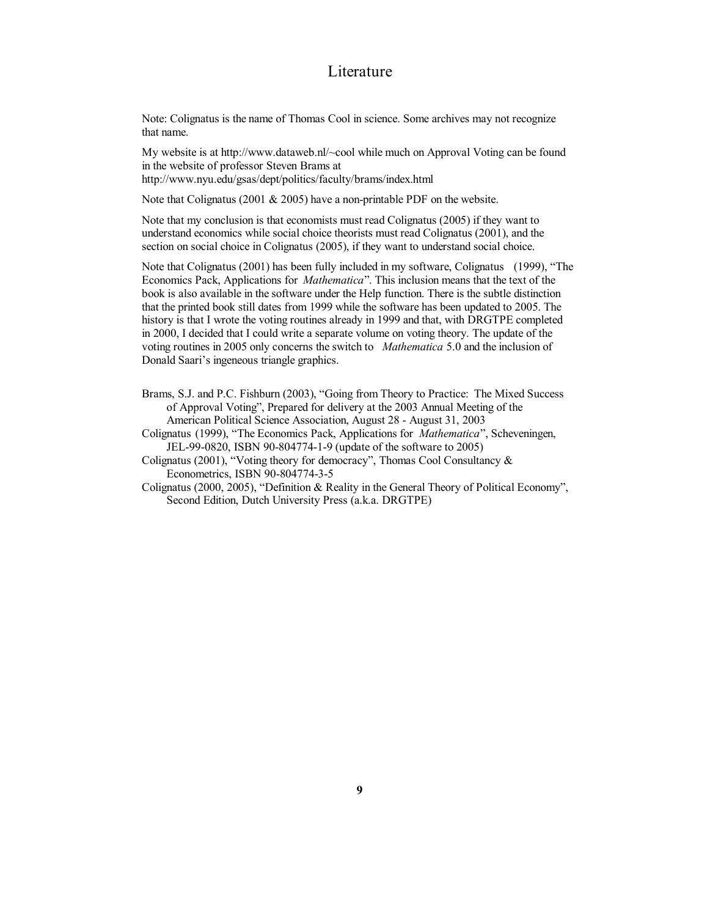# Literature

Note: Colignatus is the name of Thomas Cool in science. Some archives may not recognize that name.

My website is at http://www.dataweb.nl/~cool while much on Approval Voting can be found in the website of professor Steven Brams at http://www.nyu.edu/gsas/dept/politics/faculty/brams/index.html

Note that Colignatus (2001 & 2005) have a non-printable PDF on the website.

Note that my conclusion is that economists must read Colignatus (2005) if they want to understand economics while social choice theorists must read Colignatus (2001), and the section on social choice in Colignatus (2005), if they want to understand social choice.

Note that Colignatus (2001) has been fully included in my software, Colignatus (1999), "The Economics Pack, Applications for *Mathematica*". This inclusion means that the text of the book is also available in the software under the Help function. There is the subtle distinction that the printed book still dates from 1999 while the software has been updated to 2005. The history is that I wrote the voting routines already in 1999 and that, with DRGTPE completed in 2000, I decided that I could write a separate volume on voting theory. The update of the voting routines in 2005 only concerns the switch to *Mathematica* 5.0 and the inclusion of Donald Saari's ingeneous triangle graphics.

Brams, S.J. and P.C. Fishburn (2003), "Going from Theory to Practice: The Mixed Success of Approval Voting", Prepared for delivery at the 2003 Annual Meeting of the American Political Science Association, August 28 - August 31, 2003

Colignatus (1999), "The Economics Pack, Applications for *Mathematica*", Scheveningen, JEL-99-0820, ISBN 90-804774-1-9 (update of the software to 2005)

Colignatus (2001), "Voting theory for democracy", Thomas Cool Consultancy & Econometrics, ISBN 90-804774-3-5

Colignatus (2000, 2005), "Definition & Reality in the General Theory of Political Economy", Second Edition, Dutch University Press (a.k.a. DRGTPE)